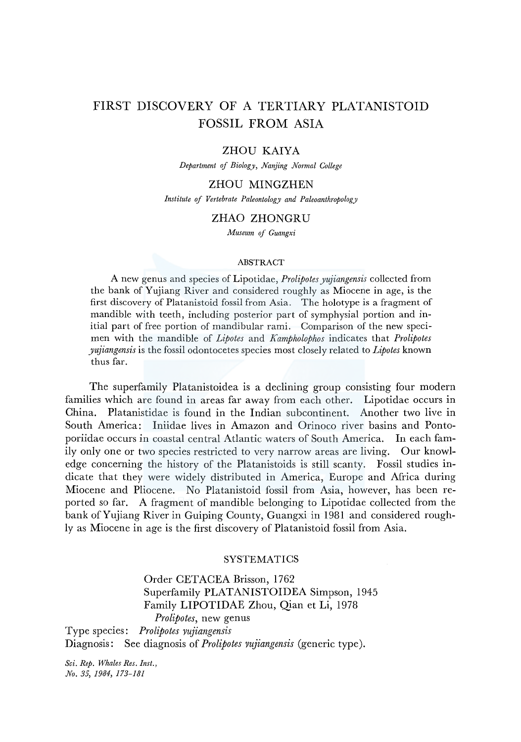# FIRST DISCOVERY OF A TERTIARY PLATANISTOID FOSSIL FROM ASIA

**ZHOU KAIYA**

*Department of Biology, Nanjing Normal College*

**ZHOU MINGZHEN**

*Institute of Vertebrate Paleontology and Paleoanthropology*

**ZHAO ZHONGRU**

*Museum of Guangxi*

## ABSTRACT

A new genus and species of Lipotidae, *Prolipotes yujiangensis* collected from the bank of Yujiang River and considered roughly as Miocene in age, is the first discovery of Platanistoid fossil from Asia. The holotype is a fragment of mandible with teeth, including posterior part of symphysial portion and initial part of free portion of mandibular rami. Comparison of the new specimen with the mandible of *Lipotes* and *Kampholophos* indicates that *Prolipotes yujiangensis* is the fossil odontocetes species most closely related to *Lipotes* known thus far.

The superfamily Platanistoidea is a declining group consisting four modern families which are found in areas far away from each other. Lipotidae occurs in China. Platanistidae is found in the Indian subcontinent. Another two live in South America: Iniidae lives in Amazon and Orinoco river basins and Pontoporiidae occurs in coastal central Atlantic waters of South America. In each family only one or two species restricted to very narrow areas are living. Our knowledge concerning the history of the Platanistoids is still scanty. Fossil studies indicate that they were widely distributed in America, Europe and Africa during Miocene and Pliocene. No Platanistoid fossil from Asia, however, has been reported so far. A fragment of mandible belonging to Lipotidae collected from the bank of Yujiang River in Guiping County, Guangxi in 1981 and considered roughly as Miocene in age is the first discovery of Platanistoid fossil from Asia.

## SYSTEMATICS

Order CETACEA Brisson, 1762
Superfamily PLATANISTOIDEA Simpson, 1945
Family LIPOTIDAE Zhou, Qian et Li, 1978
*Prolipotes*, new genus

Type species: *Prolipotes yujiangensis*

Diagnosis: See diagnosis of *Prolipotes yujiangensis* (generic type).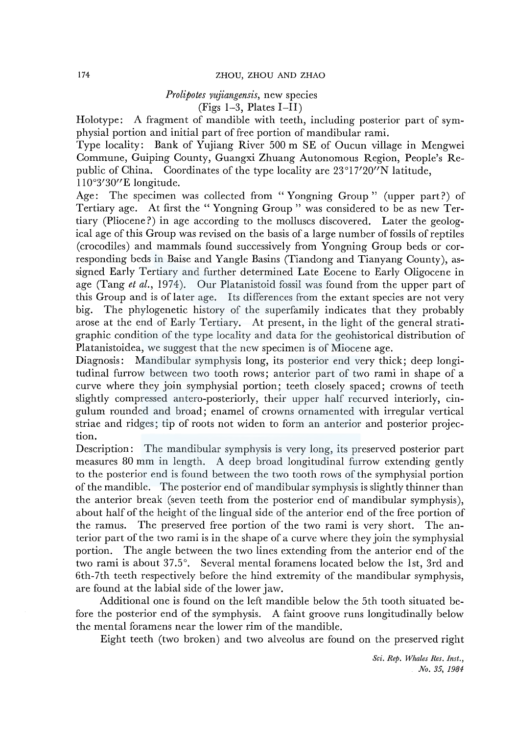## *Prolipotes yujiangensis*, new species

(Figs 1–3, Plates I–II)

Holotype: A fragment of mandible with teeth, including posterior part of symphysial portion and initial part of free portion of mandibular rami.

Type locality: Bank of Yujiang River 500 m SE of Oucun village in Mengwei Commune, Guiping County, Guangxi Zhuang Autonomous Region, People's Republic of China. Coordinates of the type locality are 23°17′20″N latitude, 110°3′30″E longitude.

Age: The specimen was collected from "Yongning Group" (upper part?) of Tertiary age. At first the "Yongning Group" was considered to be as new Tertiary (Pliocene?) in age according to the molluscs discovered. Later the geological age of this Group was revised on the basis of a large number of fossils of reptiles (crocodiles) and mammals found successively from Yongning Group beds or corresponding beds in Baise and Yangle Basins (Tiandong and Tianyang County), assigned Early Tertiary and further determined Late Eocene to Early Oligocene in age (Tang *et al.*, 1974). Our Platanistoid fossil was found from the upper part of this Group and is of later age. Its differences from the extant species are not very big. The phylogenetic history of the superfamily indicates that they probably arose at the end of Early Tertiary. At present, in the light of the general stratigraphic condition of the type locality and data for the geohistorical distribution of Platanistoidea, we suggest that the new specimen is of Miocene age.

Diagnosis: Mandibular symphysis long, its posterior end very thick; deep longitudinal furrow between two tooth rows; anterior part of two rami in shape of a curve where they join symphysial portion; teeth closely spaced; crowns of teeth slightly compressed antero-posteriorly, their upper half recurved interiorly, cingulum rounded and broad; enamel of crowns ornamented with irregular vertical striae and ridges; tip of roots not widen to form an anterior and posterior projection.

Description: The mandibular symphysis is very long, its preserved posterior part measures 80 mm in length. A deep broad longitudinal furrow extending gently to the posterior end is found between the two tooth rows of the symphysial portion of the mandible. The posterior end of mandibular symphysis is slightly thinner than the anterior break (seven teeth from the posterior end of mandibular symphysis), about half of the height of the lingual side of the anterior end of the free portion of the ramus. The preserved free portion of the two rami is very short. The anterior part of the two rami is in the shape of a curve where they join the symphysial portion. The angle between the two lines extending from the anterior end of the two rami is about 37.5°. Several mental foramens located below the 1st, 3rd and 6th-7th teeth respectively before the hind extremity of the mandibular symphysis, are found at the labial side of the lower jaw.

Additional one is found on the left mandible below the 5th tooth situated before the posterior end of the symphysis. A faint groove runs longitudinally below the mental foramens near the lower rim of the mandible.

Eight teeth (two broken) and two alveolus are found on the preserved right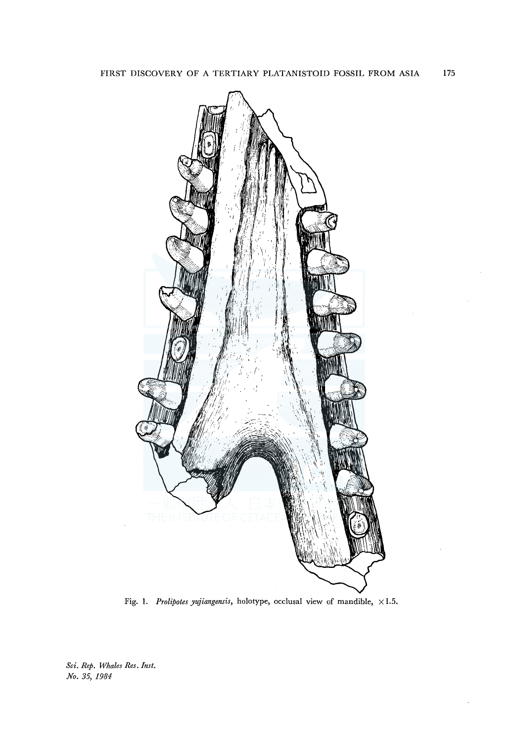Fig. 1. *Prolipotes yujiangensis*, holotype, occlusal view of mandible, ×1.5.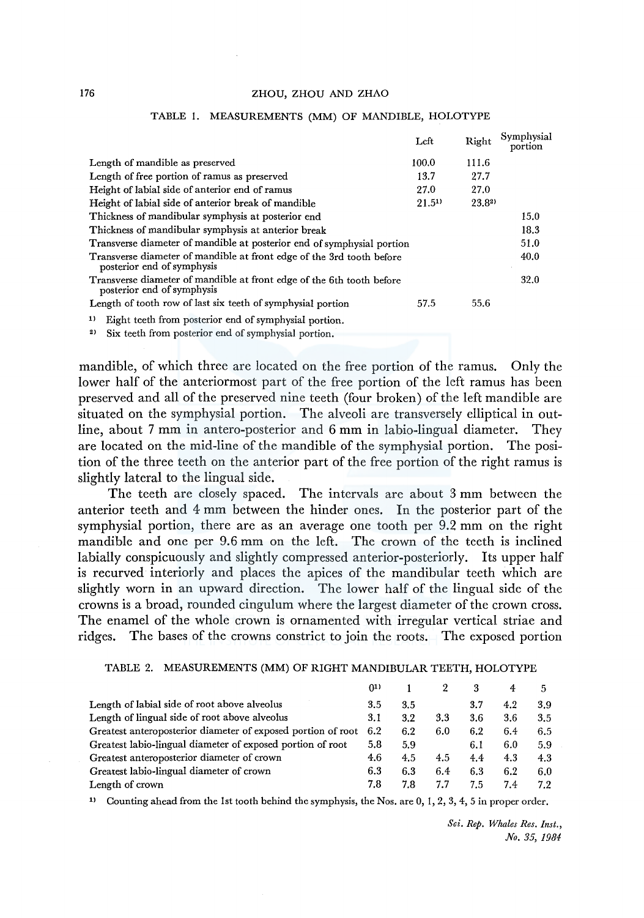TABLE 1. MEASUREMENTS (MM) OF MANDIBLE, HOLOTYPE

| | Left | Right | Symphysial portion |
|---|---|---|---|
| Length of mandible as preserved | 100.0 | 111.6 | |
| Length of free portion of ramus as preserved | 13.7 | 27.7 | |
| Height of labial side of anterior end of ramus | 27.0 | 27.0 | |
| Height of labial side of anterior break of mandible | 21.5[1] | 23.8[2] | |
| Thickness of mandibular symphysis at posterior end | | | 15.0 |
| Thickness of mandibular symphysis at anterior break | | | 18.3 |
| Transverse diameter of mandible at posterior end of symphysial portion | | | 51.0 |
| Transverse diameter of mandible at front edge of the 3rd tooth before posterior end of symphysis | | | 40.0 |
| Transverse diameter of mandible at front edge of the 6th tooth before posterior end of symphysis | | | 32.0 |
| Length of tooth row of last six teeth of symphysial portion | 57.5 | 55.6 | |

[1] Eight teeth from posterior end of symphysial portion.

[2] Six teeth from posterior end of symphysial portion.

mandible, of which three are located on the free portion of the ramus. Only the lower half of the anteriormost part of the free portion of the left ramus has been preserved and all of the preserved nine teeth (four broken) of the left mandible are situated on the symphysial portion. The alveoli are transversely elliptical in outline, about 7 mm in antero-posterior and 6 mm in labio-lingual diameter. They are located on the mid-line of the mandible of the symphysial portion. The position of the three teeth on the anterior part of the free portion of the right ramus is slightly lateral to the lingual side.

The teeth are closely spaced. The intervals are about 3 mm between the anterior teeth and 4 mm between the hinder ones. In the posterior part of the symphysial portion, there are as an average one tooth per 9.2 mm on the right mandible and one per 9.6 mm on the left. The crown of the teeth is inclined labially conspicuously and slightly compressed anterior-posteriorly. Its upper half is recurved interiorly and places the apices of the mandibular teeth which are slightly worn in an upward direction. The lower half of the lingual side of the crowns is a broad, rounded cingulum where the largest diameter of the crown cross. The enamel of the whole crown is ornamented with irregular vertical striae and ridges. The bases of the crowns constrict to join the roots. The exposed portion

TABLE 2. MEASUREMENTS (MM) OF RIGHT MANDIBULAR TEETH, HOLOTYPE

| | 0[1] | 1 | 2 | 3 | 4 | 5 |
|---|---|---|---|---|---|---|
| Length of labial side of root above alveolus | 3.5 | 3.5 | | 3.7 | 4.2 | 3.9 |
| Length of lingual side of root above alveolus | 3.1 | 3.2 | 3.3 | 3.6 | 3.6 | 3.5 |
| Greatest anteroposterior diameter of exposed portion of root | 6.2 | 6.2 | 6.0 | 6.2 | 6.4 | 6.5 |
| Greatest labio-lingual diameter of exposed portion of root | 5.8 | 5.9 | | 6.1 | 6.0 | 5.9 |
| Greatest anteroposterior diameter of crown | 4.6 | 4.5 | 4.5 | 4.4 | 4.3 | 4.3 |
| Greatest labio-lingual diameter of crown | 6.3 | 6.3 | 6.4 | 6.3 | 6.2 | 6.0 |
| Length of crown | 7.8 | 7.8 | 7.7 | 7.5 | 7.4 | 7.2 |

[1] Counting ahead from the 1st tooth behind the symphysis, the Nos. are 0, 1, 2, 3, 4, 5 in proper order.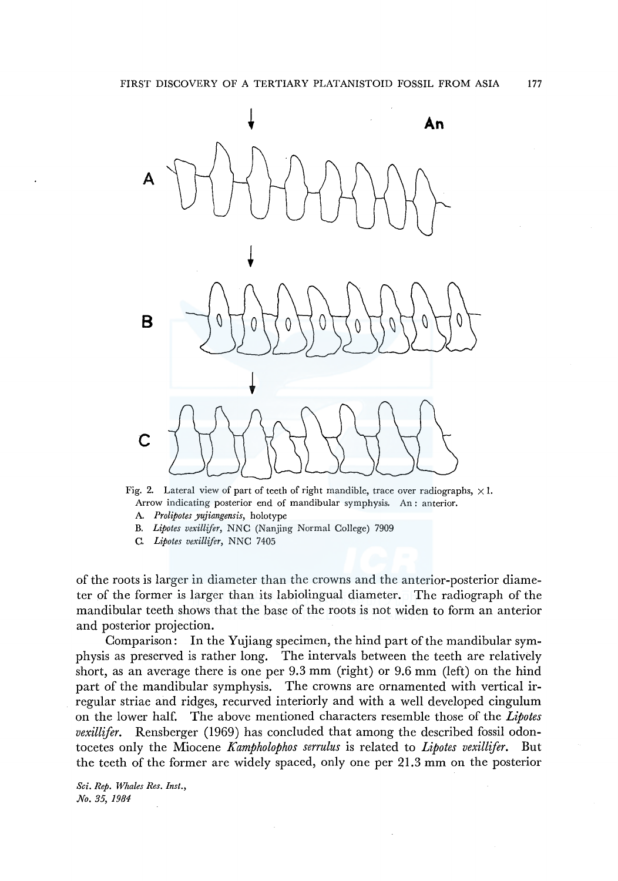Fig. 2. Lateral view of part of teeth of right mandible, trace over radiographs, ×1. Arrow indicating posterior end of mandibular symphysis. An: anterior.

A. *Prolipotes yujiangensis*, holotype

B. *Lipotes vexillifer*, NNC (Nanjing Normal College) 7909

C. *Lipotes vexillifer*, NNC 7405

of the roots is larger in diameter than the crowns and the anterior-posterior diameter of the former is larger than its labiolingual diameter. The radiograph of the mandibular teeth shows that the base of the roots is not widen to form an anterior and posterior projection.

Comparison: In the Yujiang specimen, the hind part of the mandibular symphysis as preserved is rather long. The intervals between the teeth are relatively short, as an average there is one per 9.3 mm (right) or 9.6 mm (left) on the hind part of the mandibular symphysis. The crowns are ornamented with vertical irregular striae and ridges, recurved interiorly and with a well developed cingulum on the lower half. The above mentioned characters resemble those of the *Lipotes vexillifer*. Rensberger (1969) has concluded that among the described fossil odontocetes only the Miocene *Kampholophos serrulus* is related to *Lipotes vexillifer*. But the teeth of the former are widely spaced, only one per 21.3 mm on the posterior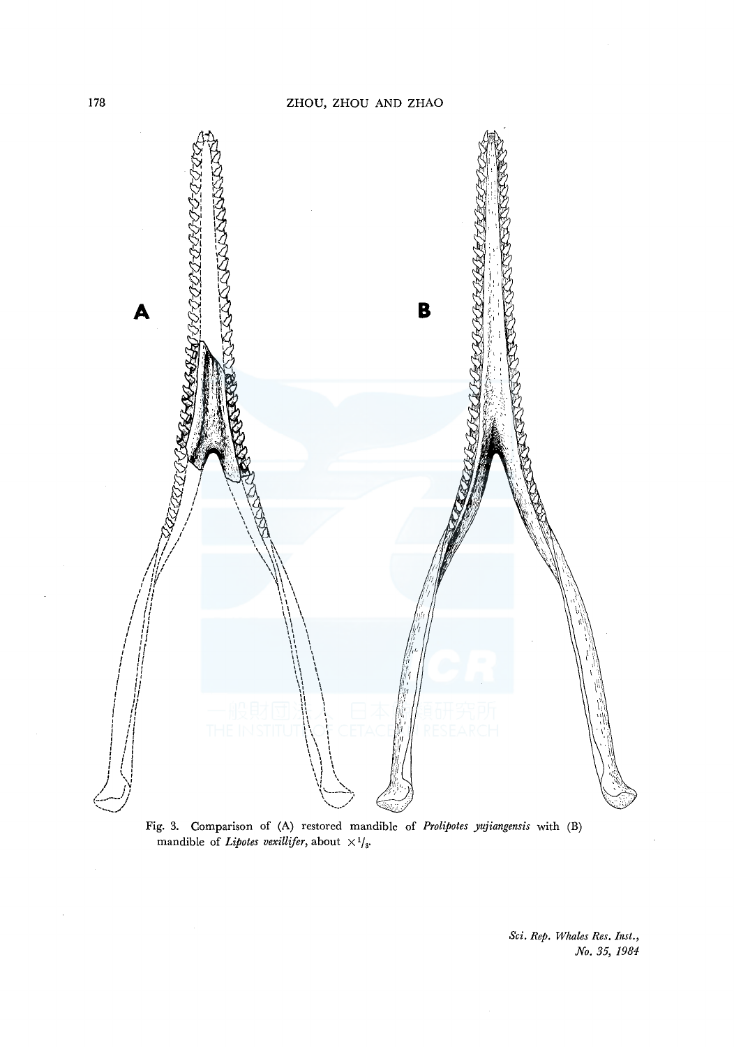Fig. 3. Comparison of (A) restored mandible of *Prolipotes yujiangensis* with (B) mandible of *Lipotes vexillifer*, about $\times ^1/_3$.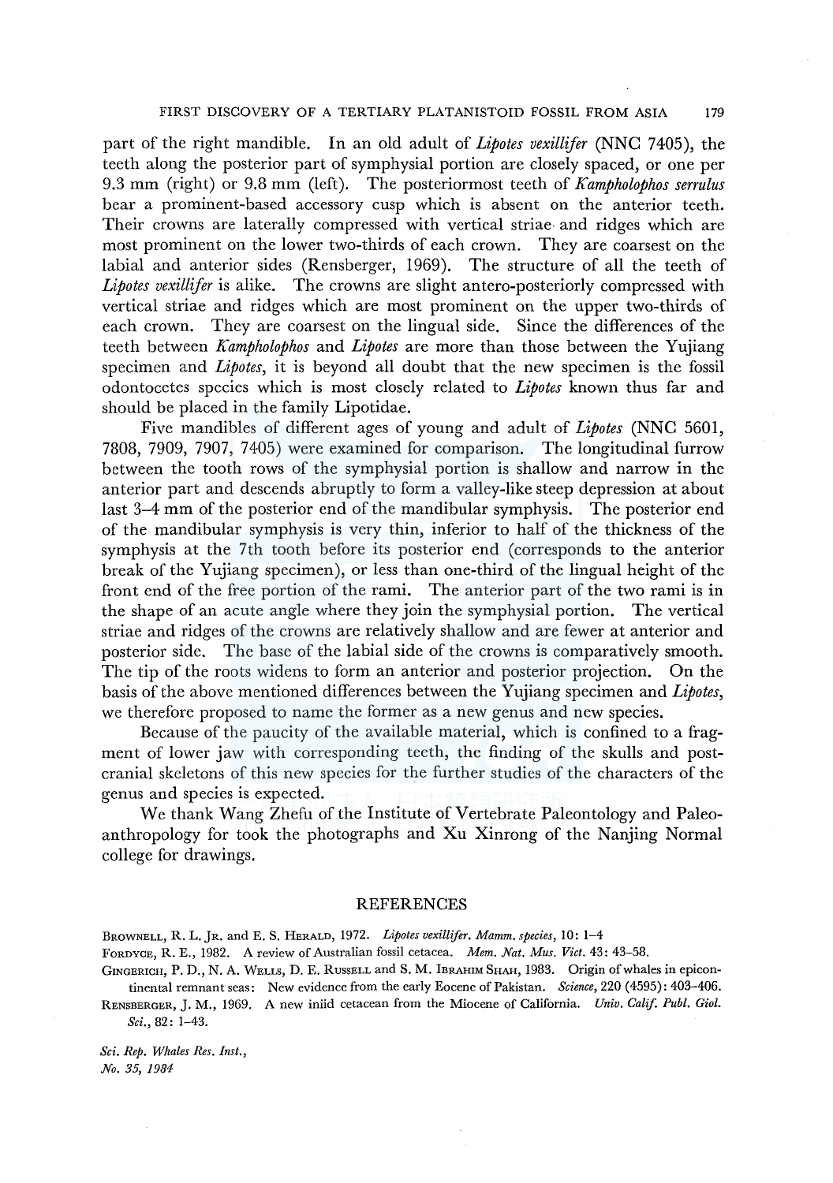part of the right mandible. In an old adult of *Lipotes vexillifer* (NNC 7405), the teeth along the posterior part of symphysial portion are closely spaced, or one per 9.3 mm (right) or 9.8 mm (left). The posteriormost teeth of *Kampholophos serrulus* bear a prominent-based accessory cusp which is absent on the anterior teeth. Their crowns are laterally compressed with vertical striae and ridges which are most prominent on the lower two-thirds of each crown. They are coarsest on the labial and anterior sides (Rensberger, 1969). The structure of all the teeth of *Lipotes vexillifer* is alike. The crowns are slight antero-posteriorly compressed with vertical striae and ridges which are most prominent on the upper two-thirds of each crown. They are coarsest on the lingual side. Since the differences of the teeth between *Kampholophos* and *Lipotes* are more than those between the Yujiang specimen and *Lipotes*, it is beyond all doubt that the new specimen is the fossil odontocetes species which is most closely related to *Lipotes* known thus far and should be placed in the family Lipotidae.

Five mandibles of different ages of young and adult of *Lipotes* (NNC 5601, 7808, 7909, 7907, 7405) were examined for comparison. The longitudinal furrow between the tooth rows of the symphysial portion is shallow and narrow in the anterior part and descends abruptly to form a valley-like steep depression at about last 3–4 mm of the posterior end of the mandibular symphysis. The posterior end of the mandibular symphysis is very thin, inferior to half of the thickness of the symphysis at the 7th tooth before its posterior end (corresponds to the anterior break of the Yujiang specimen), or less than one-third of the lingual height of the front end of the free portion of the rami. The anterior part of the two rami is in the shape of an acute angle where they join the symphysial portion. The vertical striae and ridges of the crowns are relatively shallow and are fewer at anterior and posterior side. The base of the labial side of the crowns is comparatively smooth. The tip of the roots widens to form an anterior and posterior projection. On the basis of the above mentioned differences between the Yujiang specimen and *Lipotes*, we therefore proposed to name the former as a new genus and new species.

Because of the paucity of the available material, which is confined to a fragment of lower jaw with corresponding teeth, the finding of the skulls and postcranial skeletons of this new species for the further studies of the characters of the genus and species is expected.

We thank Wang Zhefu of the Institute of Vertebrate Paleontology and Paleoanthropology for took the photographs and Xu Xinrong of the Nanjing Normal college for drawings.

## REFERENCES

Brownell, R. L. Jr. and E. S. Herald, 1972. *Lipotes vexillifer*. *Mamm. species*, 10: 1–4

Fordyce, R. E., 1982. A review of Australian fossil cetacea. *Mem. Nat. Mus. Vict.* 43: 43–58.

Gingerich, P. D., N. A. Wells, D. E. Russell and S. M. Ibrahim Shah, 1983. Origin of whales in epicontinental remnant seas: New evidence from the early Eocene of Pakistan. *Science*, 220 (4595): 403–406.

Rensberger, J. M., 1969. A new iniid cetacean from the Miocene of California. *Univ. Calif. Publ. Giol. Sci.*, 82: 1–43.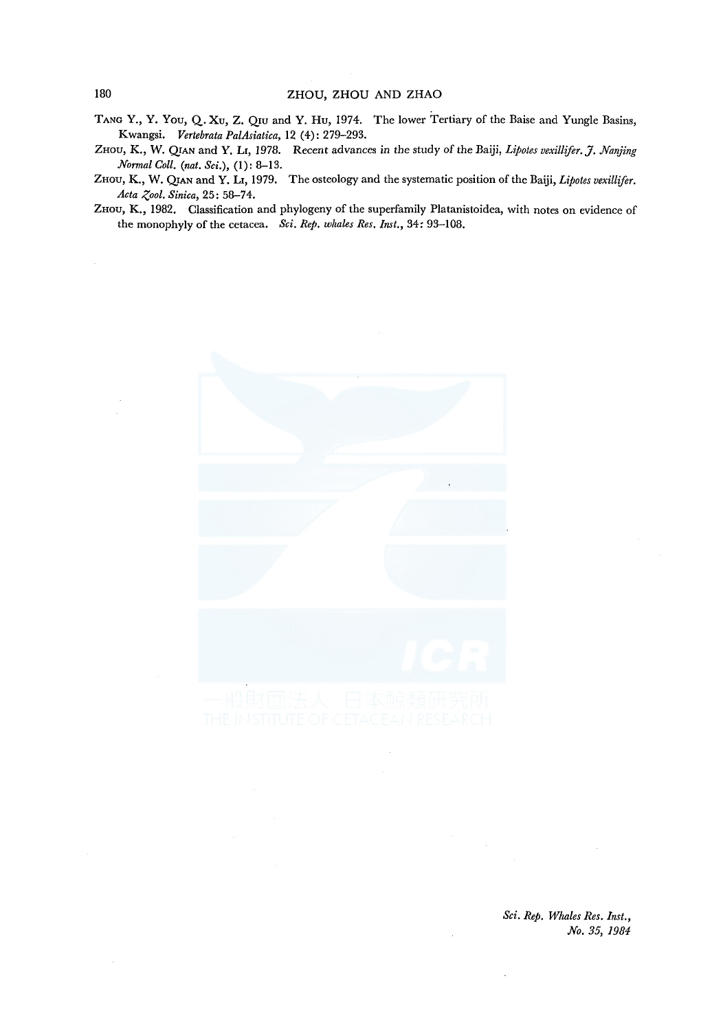Tang Y., Y. You, Q. Xu, Z. Qiu and Y. Hu, 1974. The lower Tertiary of the Baise and Yungle Basins, Kwangsi. *Vertebrata PalAsiatica*, 12 (4): 279–293.

Zhou, K., W. Qian and Y. Li, 1978. Recent advances in the study of the Baiji, *Lipotes vexillifer*. *J. Nanjing Normal Coll.* (*nat. Sci.*), (1): 8–13.

Zhou, K., W. Qian and Y. Li, 1979. The osteology and the systematic position of the Baiji, *Lipotes vexillifer*. *Acta Zool. Sinica*, 25: 58–74.

Zhou, K., 1982. Classification and phylogeny of the superfamily Platanistoidea, with notes on evidence of the monophyly of the cetacea. *Sci. Rep. whales Res. Inst.*, 34: 93–108.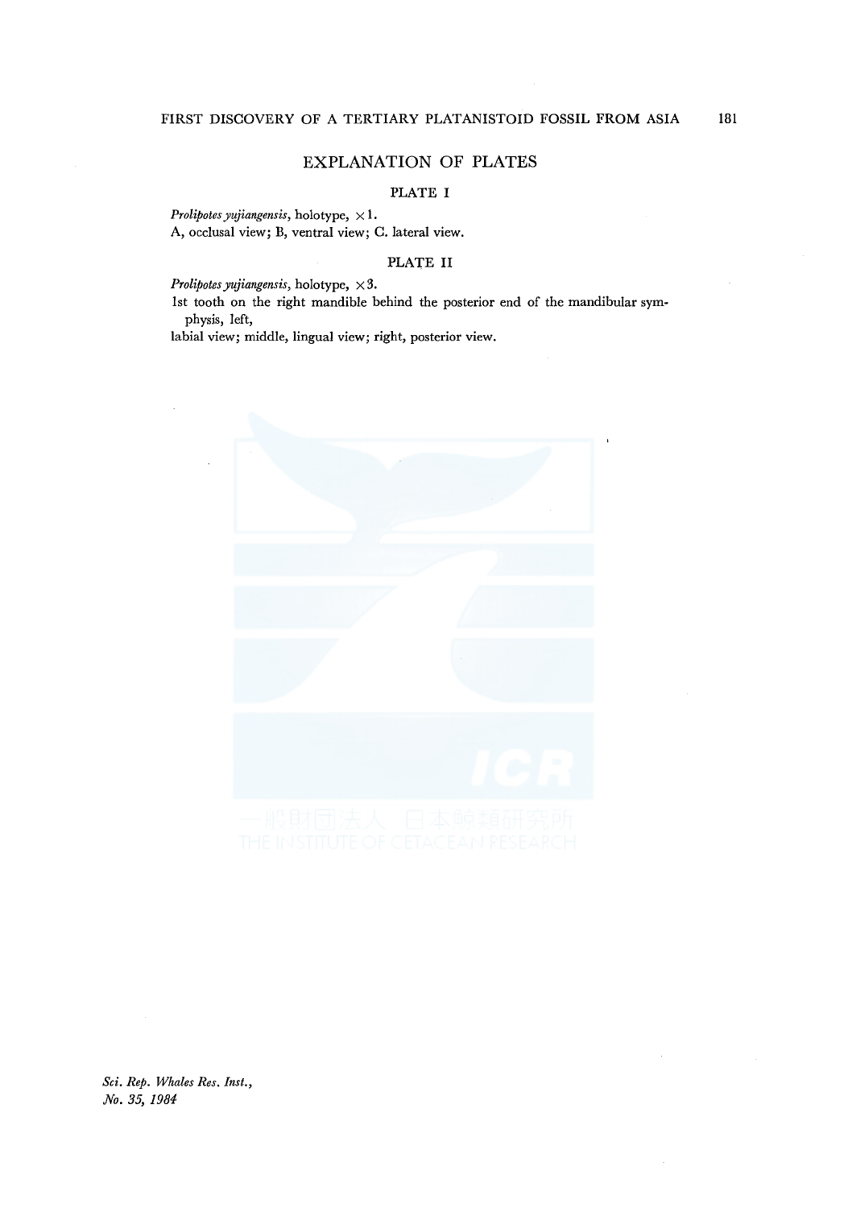## EXPLANATION OF PLATES

### PLATE I

*Prolipotes yujiangensis*, holotype, ×1.

A, occlusal view; B, ventral view; C. lateral view.

### PLATE II

*Prolipotes yujiangensis*, holotype, ×3.

1st tooth on the right mandible behind the posterior end of the mandibular symphysis, left,

labial view; middle, lingual view; right, posterior view.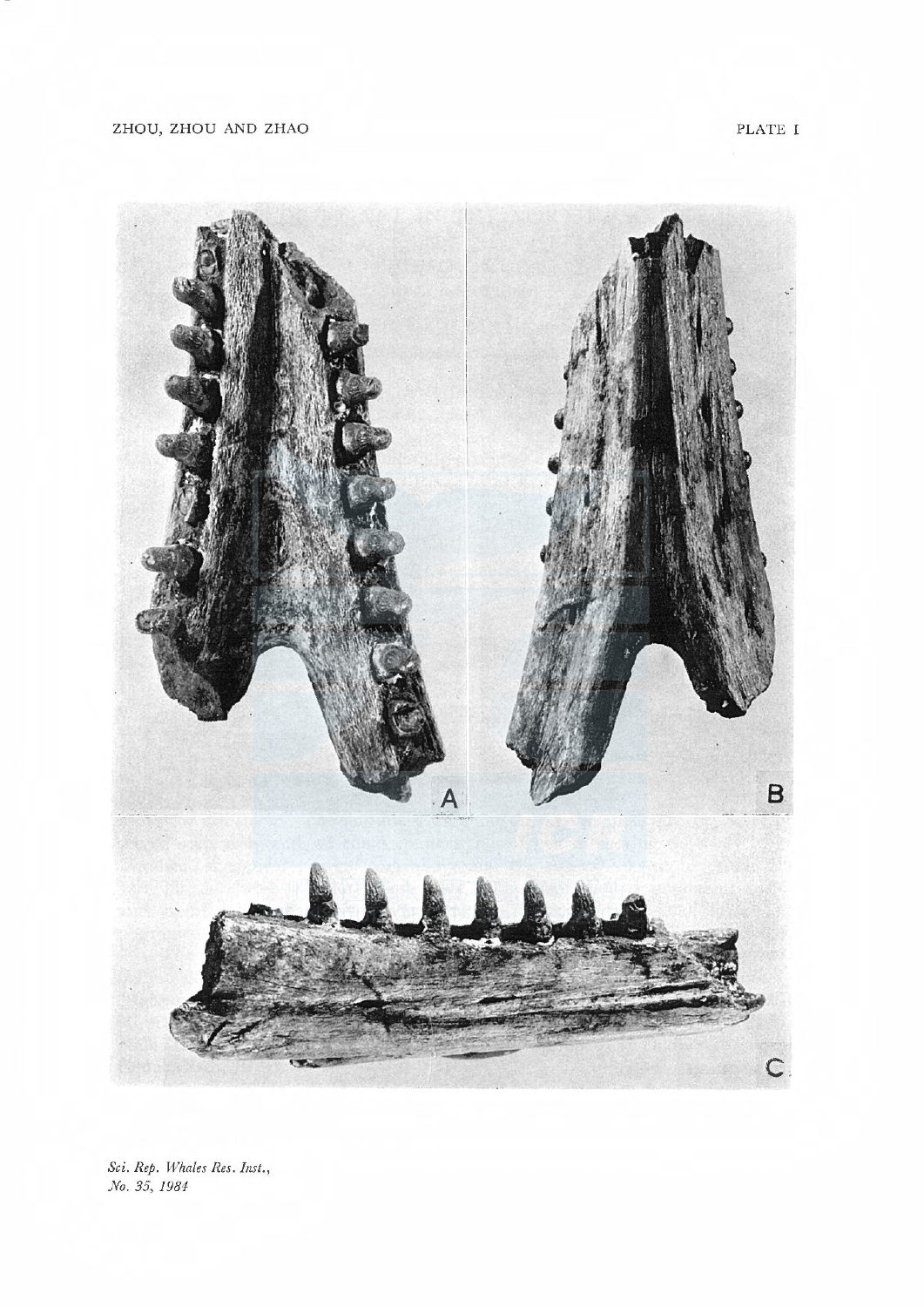PLATE I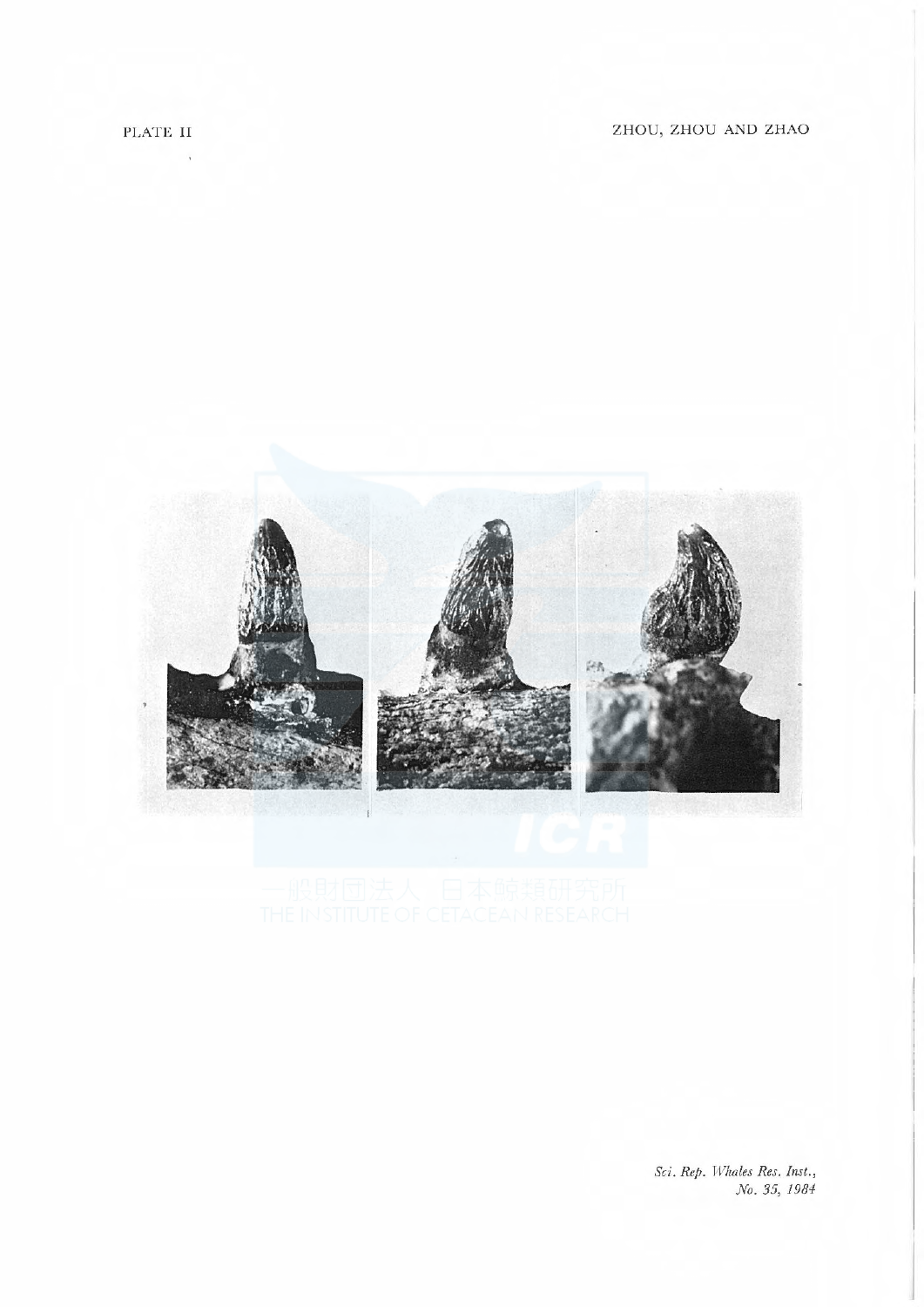PLATE II